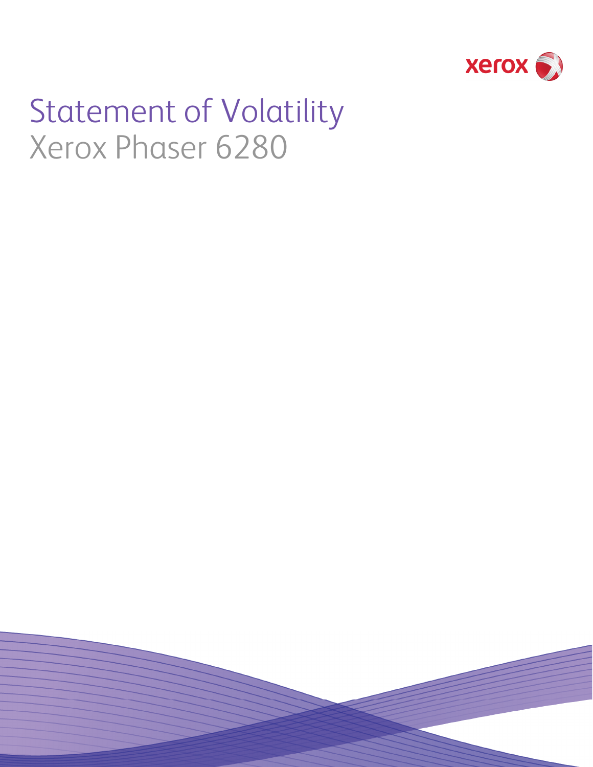# Statement of Volatility

## Xerox Phaser 6280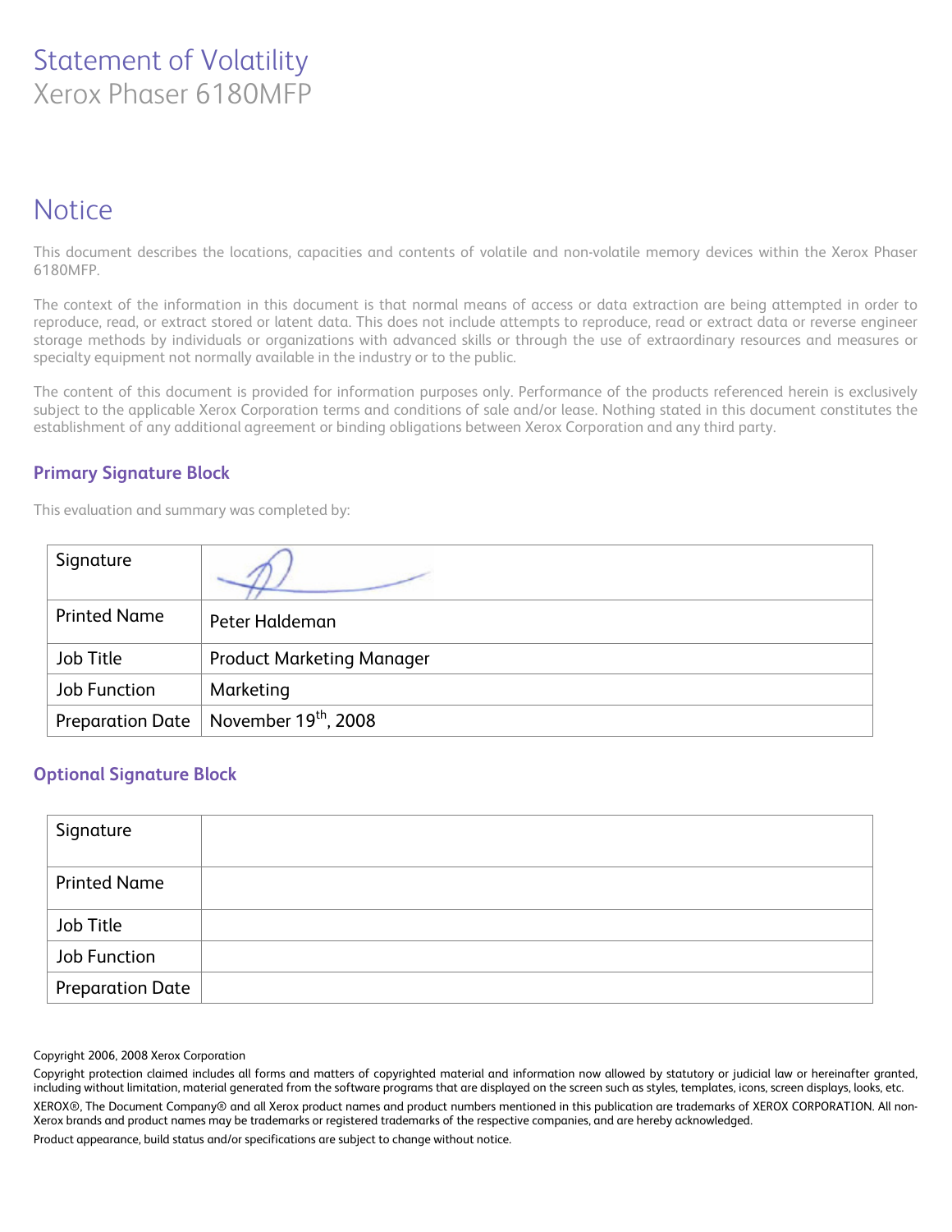# Statement of Volatility
Xerox Phaser 6180MFP

## Notice

This document describes the locations, capacities and contents of volatile and non-volatile memory devices within the Xerox Phaser 6180MFP.

The context of the information in this document is that normal means of access or data extraction are being attempted in order to reproduce, read, or extract stored or latent data. This does not include attempts to reproduce, read or extract data or reverse engineer storage methods by individuals or organizations with advanced skills or through the use of extraordinary resources and measures or specialty equipment not normally available in the industry or to the public.

The content of this document is provided for information purposes only. Performance of the products referenced herein is exclusively subject to the applicable Xerox Corporation terms and conditions of sale and/or lease. Nothing stated in this document constitutes the establishment of any additional agreement or binding obligations between Xerox Corporation and any third party.

### Primary Signature Block

This evaluation and summary was completed by:

| Signature | |
|---|---|
| Printed Name | Peter Haldeman |
| Job Title | Product Marketing Manager |
| Job Function | Marketing |
| Preparation Date | November 19th, 2008 |

### Optional Signature Block

| Signature | |
|---|---|
| Printed Name | |
| Job Title | |
| Job Function | |
| Preparation Date | |

Copyright 2006, 2008 Xerox Corporation

Copyright protection claimed includes all forms and matters of copyrighted material and information now allowed by statutory or judicial law or hereinafter granted, including without limitation, material generated from the software programs that are displayed on the screen such as styles, templates, icons, screen displays, looks, etc.

XEROX®, The Document Company® and all Xerox product names and product numbers mentioned in this publication are trademarks of XEROX CORPORATION. All non-Xerox brands and product names may be trademarks or registered trademarks of the respective companies, and are hereby acknowledged.

Product appearance, build status and/or specifications are subject to change without notice.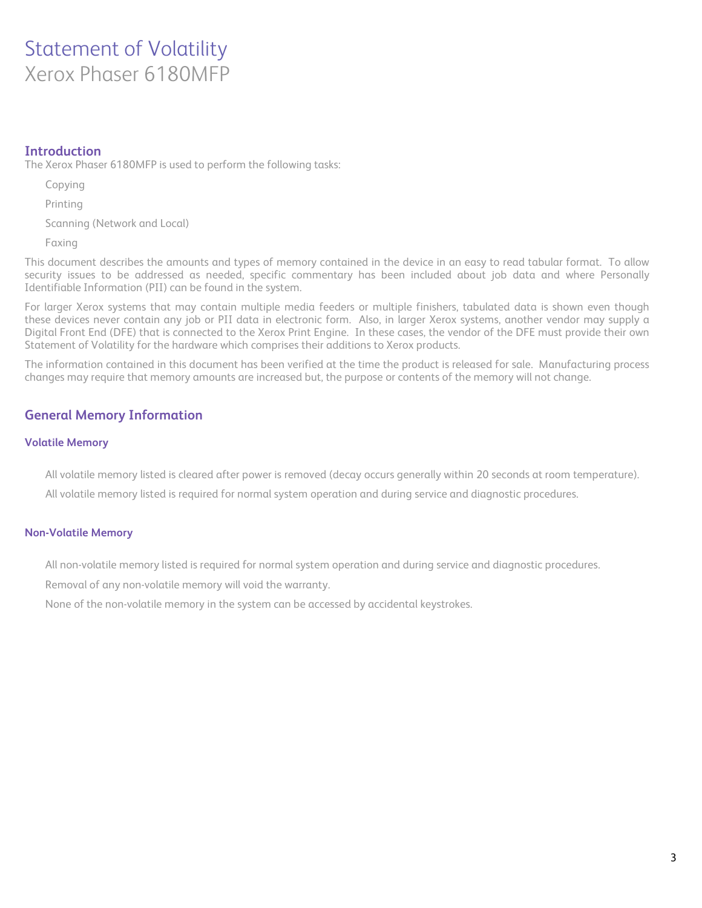# Statement of Volatility
Xerox Phaser 6180MFP

## Introduction

The Xerox Phaser 6180MFP is used to perform the following tasks:

- Copying
- Printing
- Scanning (Network and Local)
- Faxing

This document describes the amounts and types of memory contained in the device in an easy to read tabular format. To allow security issues to be addressed as needed, specific commentary has been included about job data and where Personally Identifiable Information (PII) can be found in the system.

For larger Xerox systems that may contain multiple media feeders or multiple finishers, tabulated data is shown even though these devices never contain any job or PII data in electronic form. Also, in larger Xerox systems, another vendor may supply a Digital Front End (DFE) that is connected to the Xerox Print Engine. In these cases, the vendor of the DFE must provide their own Statement of Volatility for the hardware which comprises their additions to Xerox products.

The information contained in this document has been verified at the time the product is released for sale. Manufacturing process changes may require that memory amounts are increased but, the purpose or contents of the memory will not change.

## General Memory Information

### Volatile Memory

- All volatile memory listed is cleared after power is removed (decay occurs generally within 20 seconds at room temperature).
- All volatile memory listed is required for normal system operation and during service and diagnostic procedures.

### Non-Volatile Memory

- All non-volatile memory listed is required for normal system operation and during service and diagnostic procedures.
- Removal of any non-volatile memory will void the warranty.
- None of the non-volatile memory in the system can be accessed by accidental keystrokes.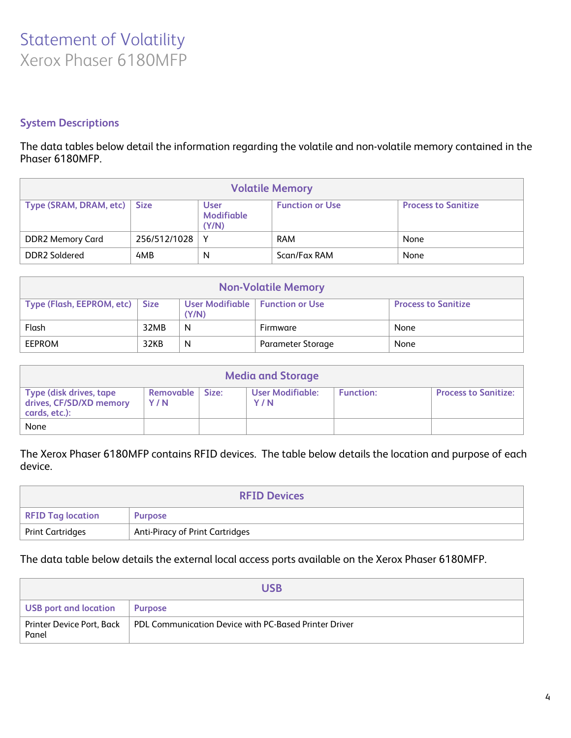# Statement of Volatility

## Xerox Phaser 6180MFP

### System Descriptions

The data tables below detail the information regarding the volatile and non-volatile memory contained in the Phaser 6180MFP.

| Volatile Memory | | | | |
|---|---|---|---|---|
| **Type (SRAM, DRAM, etc)** | **Size** | **User Modifiable (Y/N)** | **Function or Use** | **Process to Sanitize** |
| DDR2 Memory Card | 256/512/1028 | Y | RAM | None |
| DDR2 Soldered | 4MB | N | Scan/Fax RAM | None |

| Non-Volatile Memory | | | | |
|---|---|---|---|---|
| **Type (Flash, EEPROM, etc)** | **Size** | **User Modifiable (Y/N)** | **Function or Use** | **Process to Sanitize** |
| Flash | 32MB | N | Firmware | None |
| EEPROM | 32KB | N | Parameter Storage | None |

| Media and Storage | | | | | |
|---|---|---|---|---|---|
| **Type (disk drives, tape drives, CF/SD/XD memory cards, etc.):** | **Removable Y / N** | **Size:** | **User Modifiable: Y / N** | **Function:** | **Process to Sanitize:** |
| None | | | | | |

The Xerox Phaser 6180MFP contains RFID devices. The table below details the location and purpose of each device.

| RFID Devices | |
|---|---|
| **RFID Tag location** | **Purpose** |
| Print Cartridges | Anti-Piracy of Print Cartridges |

The data table below details the external local access ports available on the Xerox Phaser 6180MFP.

| USB | |
|---|---|
| **USB port and location** | **Purpose** |
| Printer Device Port, Back Panel | PDL Communication Device with PC-Based Printer Driver |